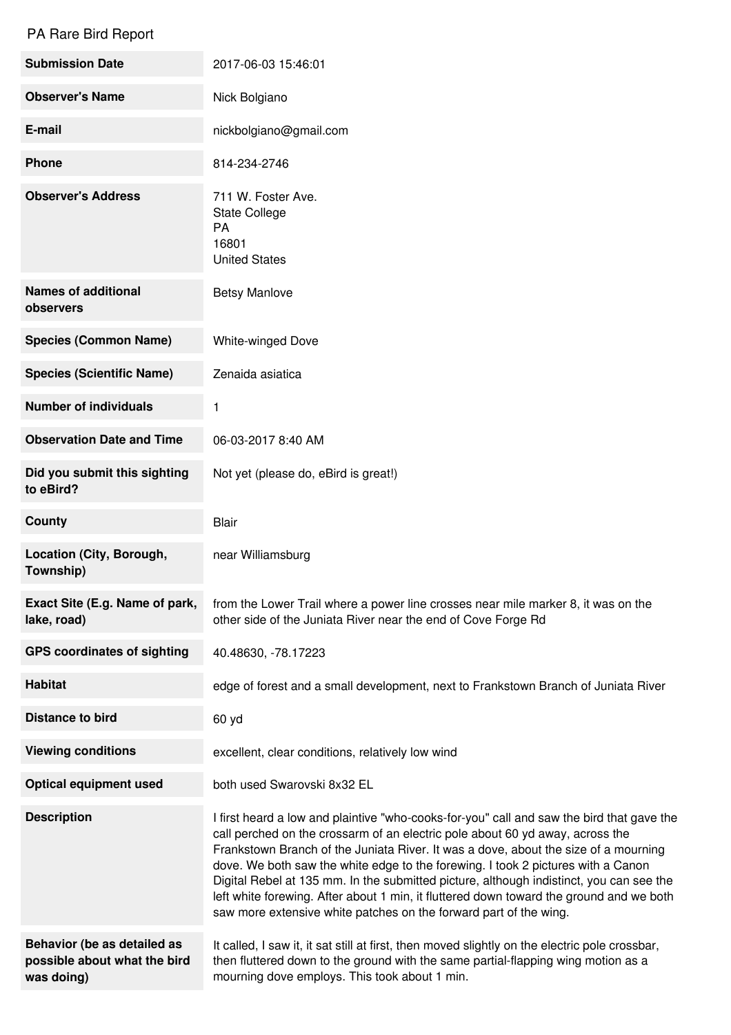# PA Rare Bird Report

| | |
|---|---|
| **Submission Date** | 2017-06-03 15:46:01 |
| **Observer's Name** | Nick Bolgiano |
| **E-mail** | nickbolgiano@gmail.com |
| **Phone** | 814-234-2746 |
| **Observer's Address** | 711 W. Foster Ave.<br>State College<br>PA<br>16801<br>United States |
| **Names of additional observers** | Betsy Manlove |
| **Species (Common Name)** | White-winged Dove |
| **Species (Scientific Name)** | Zenaida asiatica |
| **Number of individuals** | 1 |
| **Observation Date and Time** | 06-03-2017 8:40 AM |
| **Did you submit this sighting to eBird?** | Not yet (please do, eBird is great!) |
| **County** | Blair |
| **Location (City, Borough, Township)** | near Williamsburg |
| **Exact Site (E.g. Name of park, lake, road)** | from the Lower Trail where a power line crosses near mile marker 8, it was on the other side of the Juniata River near the end of Cove Forge Rd |
| **GPS coordinates of sighting** | 40.48630, -78.17223 |
| **Habitat** | edge of forest and a small development, next to Frankstown Branch of Juniata River |
| **Distance to bird** | 60 yd |
| **Viewing conditions** | excellent, clear conditions, relatively low wind |
| **Optical equipment used** | both used Swarovski 8x32 EL |
| **Description** | I first heard a low and plaintive "who-cooks-for-you" call and saw the bird that gave the call perched on the crossarm of an electric pole about 60 yd away, across the Frankstown Branch of the Juniata River. It was a dove, about the size of a mourning dove. We both saw the white edge to the forewing. I took 2 pictures with a Canon Digital Rebel at 135 mm. In the submitted picture, although indistinct, you can see the left white forewing. After about 1 min, it fluttered down toward the ground and we both saw more extensive white patches on the forward part of the wing. |
| **Behavior (be as detailed as possible about what the bird was doing)** | It called, I saw it, it sat still at first, then moved slightly on the electric pole crossbar, then fluttered down to the ground with the same partial-flapping wing motion as a mourning dove employs. This took about 1 min. |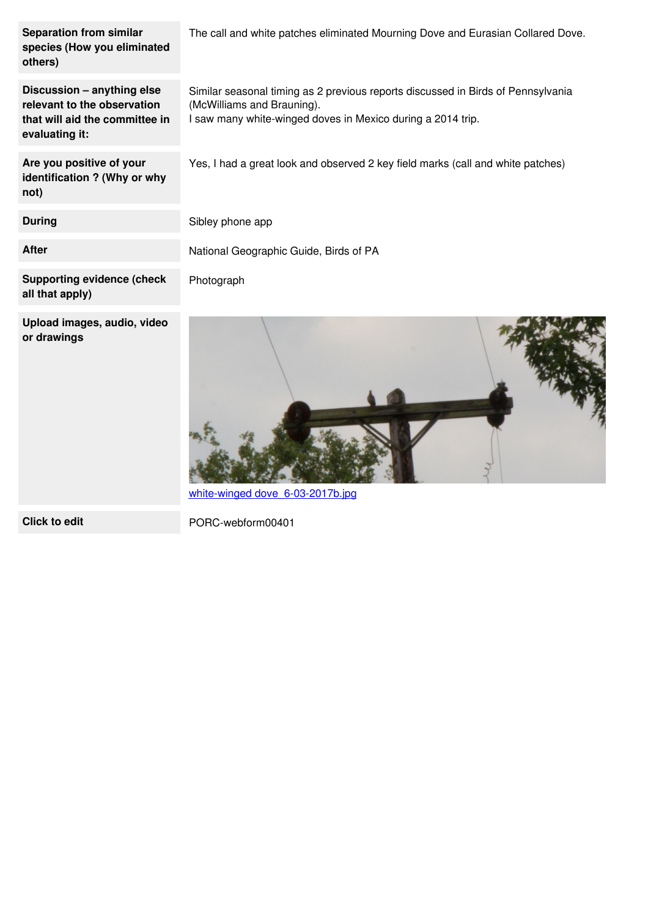| | |
|---|---|
| **Separation from similar species (How you eliminated others)** | The call and white patches eliminated Mourning Dove and Eurasian Collared Dove. |
| **Discussion – anything else relevant to the observation that will aid the committee in evaluating it:** | Similar seasonal timing as 2 previous reports discussed in Birds of Pennsylvania (McWilliams and Brauning).<br>I saw many white-winged doves in Mexico during a 2014 trip. |
| **Are you positive of your identification ? (Why or why not)** | Yes, I had a great look and observed 2 key field marks (call and white patches) |
| **During** | Sibley phone app |
| **After** | National Geographic Guide, Birds of PA |
| **Supporting evidence (check all that apply)** | Photograph |
| **Upload images, audio, video or drawings** | white-winged dove 6-03-2017b.jpg |
| **Click to edit** | PORC-webform00401 |